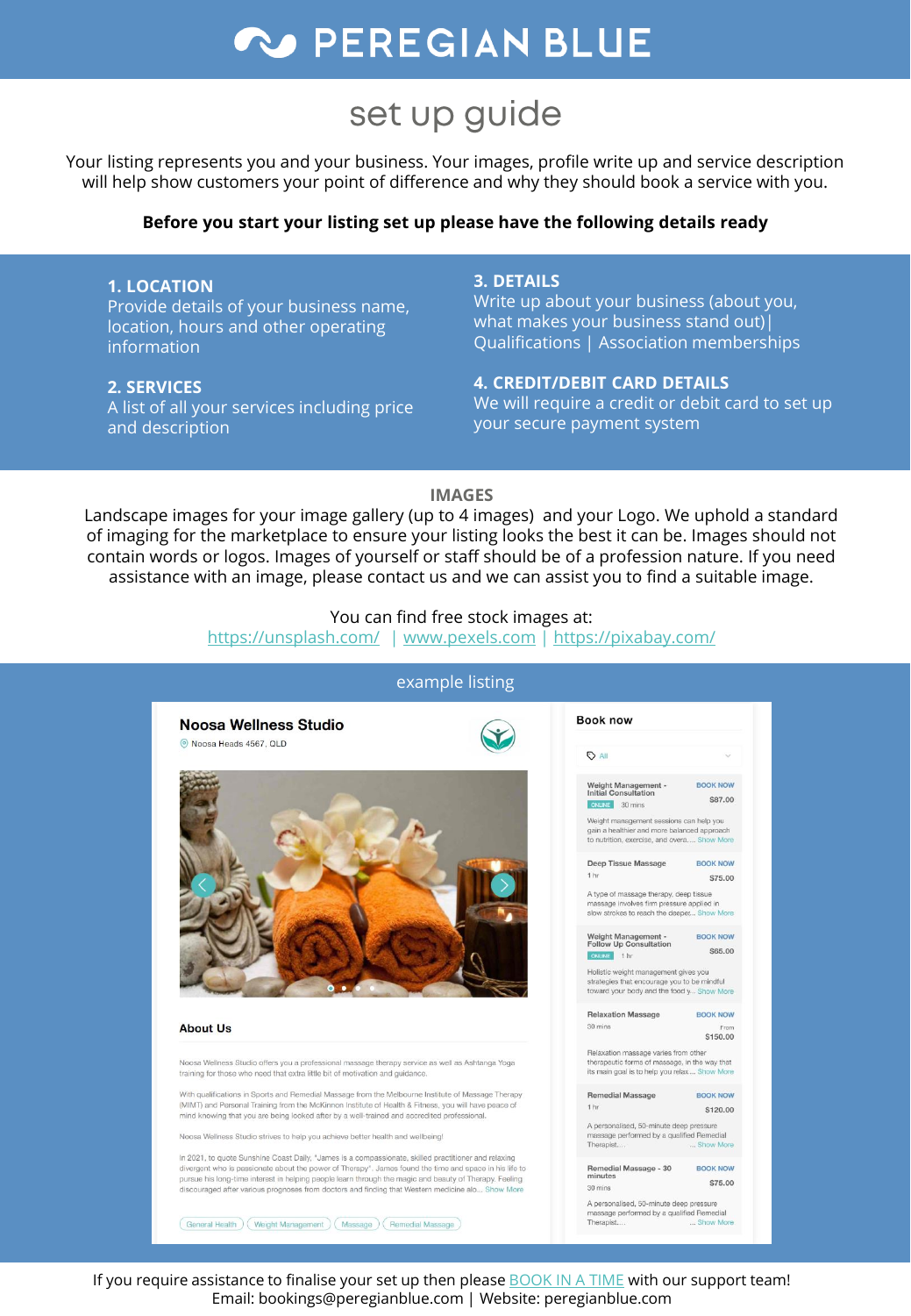# PEREGIAN BLUE

## set up guide

Your listing represents you and your business. Your images, profile write up and service description will help show customers your point of difference and why they should book a service with you.

**Before you start your listing set up please have the following details ready**

**1. LOCATION**
Provide details of your business name, location, hours and other operating information

**2. SERVICES**
A list of all your services including price and description

**3. DETAILS**
Write up about your business (about you, what makes your business stand out)| Qualifications | Association memberships

**4. CREDIT/DEBIT CARD DETAILS**
We will require a credit or debit card to set up your secure payment system

**IMAGES**

Landscape images for your image gallery (up to 4 images) and your Logo. We uphold a standard of imaging for the marketplace to ensure your listing looks the best it can be. Images should not contain words or logos. Images of yourself or staff should be of a profession nature. If you need assistance with an image, please contact us and we can assist you to find a suitable image.

You can find free stock images at:
https://unsplash.com/ | www.pexels.com | https://pixabay.com/

example listing

**Noosa Wellness Studio**
Noosa Heads 4567, QLD

**About Us**

Noosa Wellness Studio offers you a professional massage therapy service as well as Ashtanga Yoga training for those who need that extra little bit of motivation and guidance.

With qualifications in Sports and Remedial Massage from the Melbourne Institute of Massage Therapy (MIMT) and Personal Training from the McKinnon Institute of Health & Fitness, you will have peace of mind knowing that you are being looked after by a well-trained and accredited professional.

Noosa Wellness Studio strives to help you achieve better health and wellbeing!

In 2021, to quote Sunshine Coast Daily, "James is a compassionate, skilled practitioner and relaxing divergent who is passionate about the power of Therapy". James found the time and space in his life to pursue his long-time interest in helping people learn through the magic and beauty of Therapy. Feeling discouraged after various prognoses from doctors and finding that Western medicine alo... Show More

General Health | Weight Management | Massage | Remedial Massage

**Book now**

All

| Service | Duration | Price | Description |
|---|---|---|---|
| Weight Management - Initial Consultation (ONLINE) | 30 mins | $87.00 | Weight management sessions can help you gain a healthier and more balanced approach to nutrition, exercise, and overa... Show More |
| Deep Tissue Massage | 1 hr | $75.00 | A type of massage therapy, deep tissue massage involves firm pressure applied in slow strokes to reach the deeper... Show More |
| Weight Management - Follow Up Consultation (ONLINE) | 1 hr | $65.00 | Holistic weight management gives you strategies that encourage you to be mindful toward your body and the food y... Show More |
| Relaxation Massage | 30 mins | From $150.00 | Relaxation massage varies from other therapeutic forms of massage, in the way that its main goal is to help you relax... Show More |
| Remedial Massage | 1 hr | $120.00 | A personalised, 50-minute deep pressure massage performed by a qualified Remedial Therapist... Show More |
| Remedial Massage - 30 minutes | 30 mins | $75.00 | A personalised, 50-minute deep pressure massage performed by a qualified Remedial Therapist... Show More |

If you require assistance to finalise your set up then please BOOK IN A TIME with our support team!
Email: bookings@peregianblue.com | Website: peregianblue.com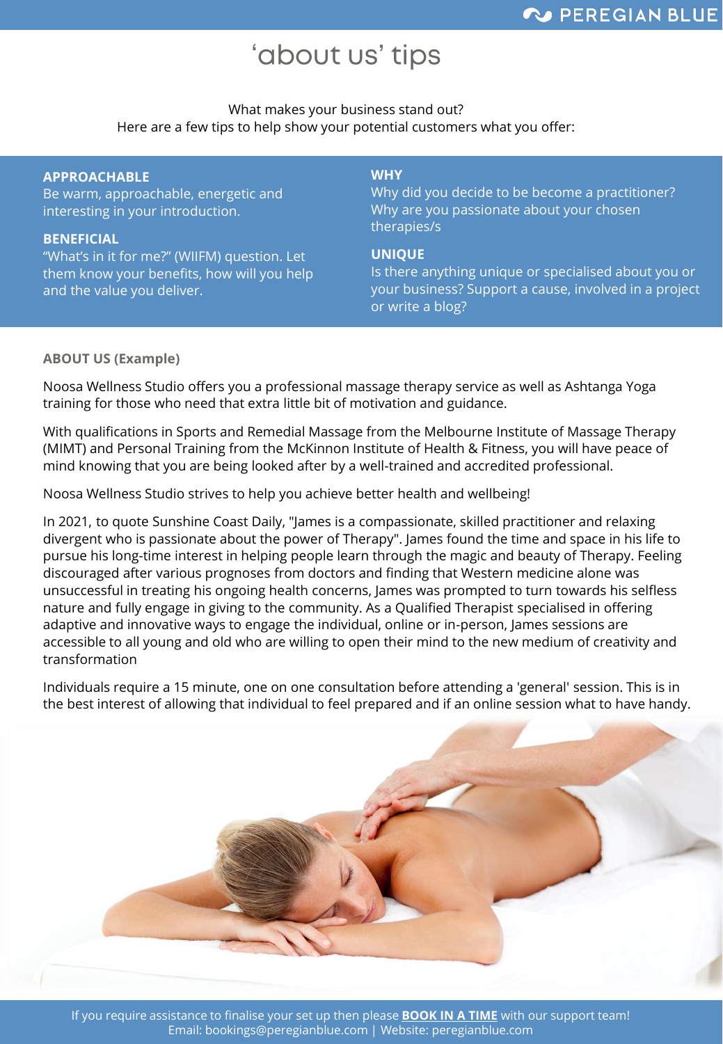# 'about us' tips

What makes your business stand out?
Here are a few tips to help show your potential customers what you offer:

**APPROACHABLE**
Be warm, approachable, energetic and interesting in your introduction.

**BENEFICIAL**
"What's in it for me?" (WIIFM) question. Let them know your benefits, how will you help and the value you deliver.

**WHY**
Why did you decide to be become a practitioner? Why are you passionate about your chosen therapies/s

**UNIQUE**
Is there anything unique or specialised about you or your business? Support a cause, involved in a project or write a blog?

**ABOUT US (Example)**

Noosa Wellness Studio offers you a professional massage therapy service as well as Ashtanga Yoga training for those who need that extra little bit of motivation and guidance.

With qualifications in Sports and Remedial Massage from the Melbourne Institute of Massage Therapy (MIMT) and Personal Training from the McKinnon Institute of Health & Fitness, you will have peace of mind knowing that you are being looked after by a well-trained and accredited professional.

Noosa Wellness Studio strives to help you achieve better health and wellbeing!

In 2021, to quote Sunshine Coast Daily, "James is a compassionate, skilled practitioner and relaxing divergent who is passionate about the power of Therapy". James found the time and space in his life to pursue his long-time interest in helping people learn through the magic and beauty of Therapy. Feeling discouraged after various prognoses from doctors and finding that Western medicine alone was unsuccessful in treating his ongoing health concerns, James was prompted to turn towards his selfless nature and fully engage in giving to the community. As a Qualified Therapist specialised in offering adaptive and innovative ways to engage the individual, online or in-person, James sessions are accessible to all young and old who are willing to open their mind to the new medium of creativity and transformation

Individuals require a 15 minute, one on one consultation before attending a 'general' session. This is in the best interest of allowing that individual to feel prepared and if an online session what to have handy.

If you require assistance to finalise your set up then please **BOOK IN A TIME** with our support team!
Email: bookings@peregianblue.com | Website: peregianblue.com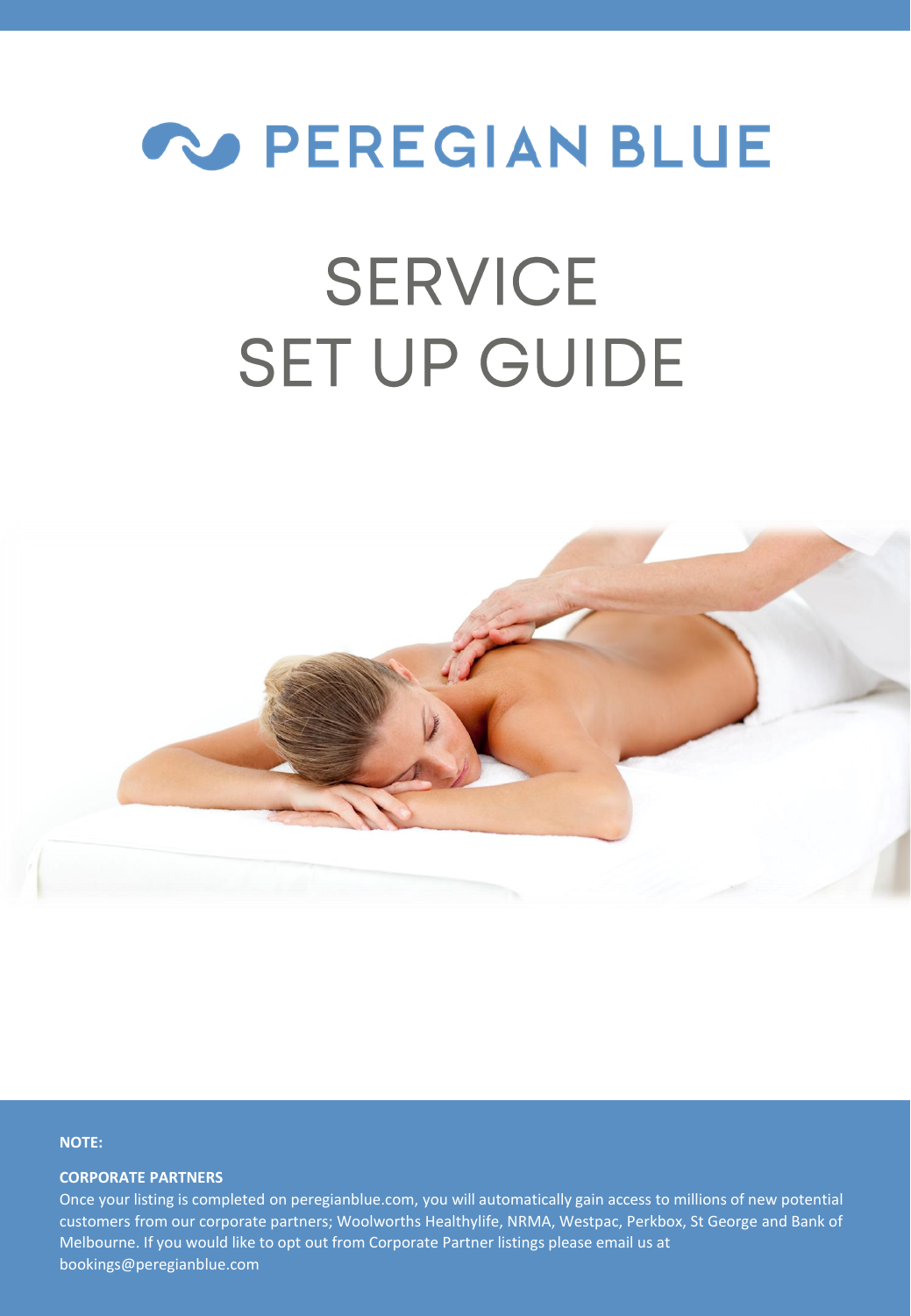# PEREGIAN BLUE

# SERVICE SET UP GUIDE

**NOTE:**

**CORPORATE PARTNERS**

Once your listing is completed on peregianblue.com, you will automatically gain access to millions of new potential customers from our corporate partners; Woolworths Healthylife, NRMA, Westpac, Perkbox, St George and Bank of Melbourne. If you would like to opt out from Corporate Partner listings please email us at bookings@peregianblue.com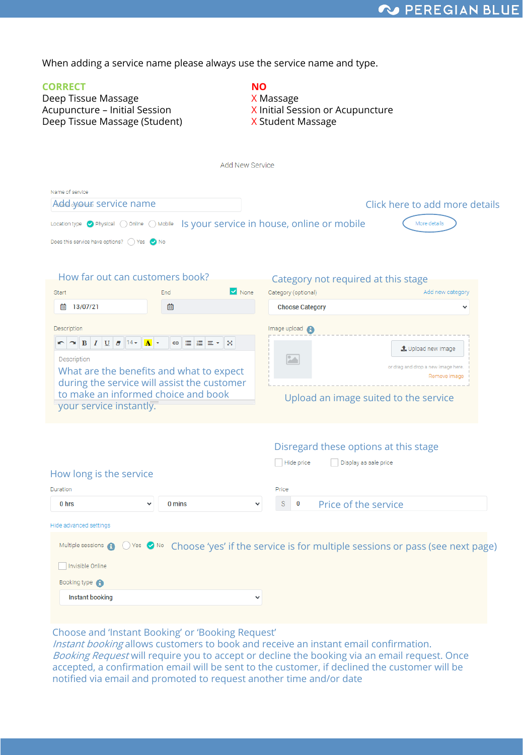When adding a service name please always use the service name and type.

| **CORRECT** | **NO** |
| --- | --- |
| Deep Tissue Massage | X Massage |
| Acupuncture – Initial Session | X Initial Session or Acupuncture |
| Deep Tissue Massage (Student) | X Student Massage |

Add New Service

Name of service

Add your service name

Click here to add more details

Location type ◉ Physical ○ Online ○ Mobile — Is your service in house, online or mobile

More details

Does this service have options? ○ Yes ◉ No

How far out can customers book?

Start: 13/07/21

End: ☑ None

Category not required at this stage

Category (optional) — Add new category

Choose Category

Description

Description

What are the benefits and what to expect during the service will assist the customer to make an informed choice and book your service instantly.

Image upload

Upload new image

or drag and drop a new image here

Remove image

Upload an image suited to the service

Disregard these options at this stage

☐ Hide price ☐ Display as sale price

How long is the service

Duration: 0 hrs | 0 mins

Price: $ 0 — Price of the service

Hide advanced settings

Multiple sessions ○ Yes ◉ No — Choose 'yes' if the service is for multiple sessions or pass (see next page)

☐ Invisible Online

Booking type

Instant booking

Choose and 'Instant Booking' or 'Booking Request'

*Instant booking* allows customers to book and receive an instant email confirmation.

*Booking Request* will require you to accept or decline the booking via an email request. Once accepted, a confirmation email will be sent to the customer, if declined the customer will be notified via email and promoted to request another time and/or date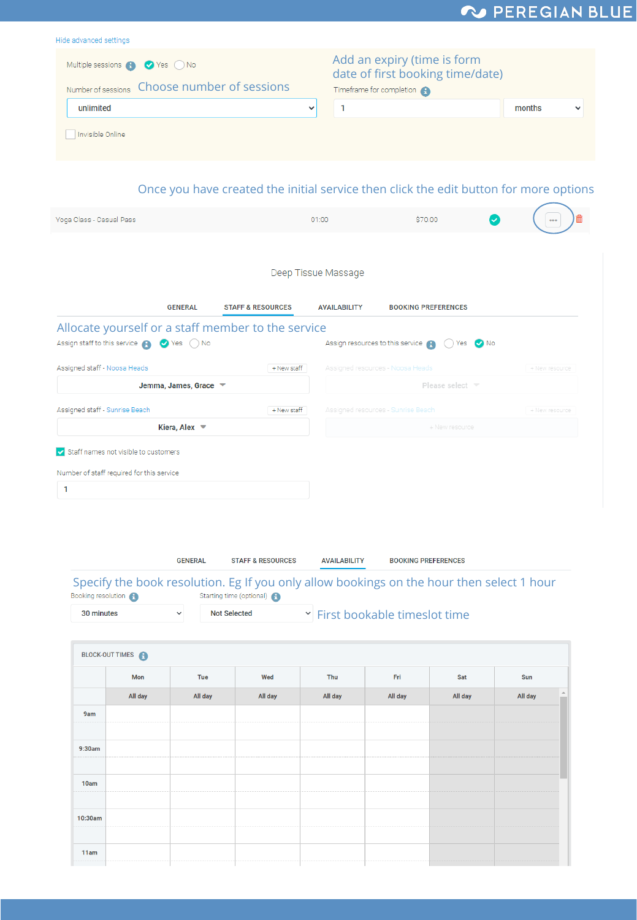Hide advanced settings

Multiple sessions ✓ Yes ○ No

Number of sessions — Choose number of sessions

unlimited

☐ Invisible Online

Add an expiry (time is form date of first booking time/date)

Timeframe for completion

1 | months

Once you have created the initial service then click the edit button for more options

| Yoga Class - Casual Pass | 01:00 | $70.00 | ✓ | ••• |
|---|---|---|---|---|

Deep Tissue Massage

GENERAL | STAFF & RESOURCES | AVAILABILITY | BOOKING PREFERENCES

Allocate yourself or a staff member to the service

Assign staff to this service ✓ Yes ○ No

Assign resources to this service ○ Yes ✓ No

Assigned staff - Noosa Heads (+ New staff)

Jemma, James, Grace

Assigned staff - Sunrise Beach (+ New staff)

Kiera, Alex

Assigned resources - Noosa Heads (+ New resource)

Please select

Assigned resources - Sunrise Beach (+ New resource)

+ New resource

☑ Staff names not visible to customers

Number of staff required for this service

1

GENERAL | STAFF & RESOURCES | AVAILABILITY | BOOKING PREFERENCES

Specify the book resolution. Eg If you only allow bookings on the hour then select 1 hour

Booking resolution: 30 minutes

Starting time (optional): Not Selected — First bookable timeslot time

BLOCK-OUT TIMES

| | Mon | Tue | Wed | Thu | Fri | Sat | Sun |
|---|---|---|---|---|---|---|---|
| | All day | All day | All day | All day | All day | All day | All day |
| 9am | | | | | | | |
| 9:30am | | | | | | | |
| 10am | | | | | | | |
| 10:30am | | | | | | | |
| 11am | | | | | | | |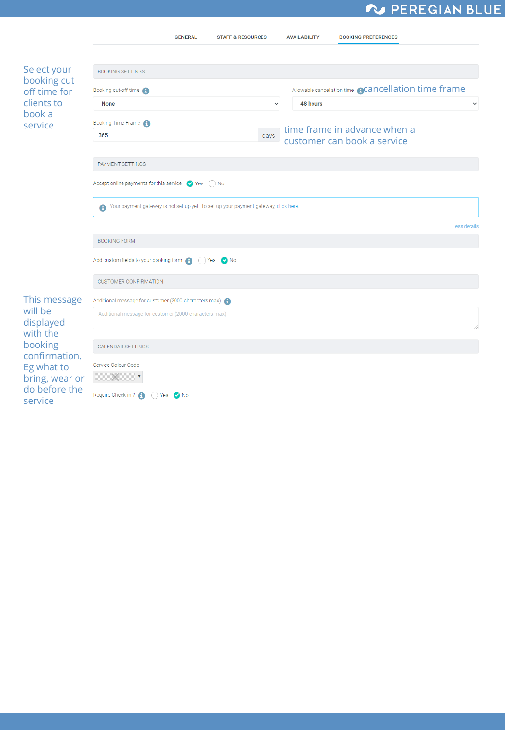GENERAL | STAFF & RESOURCES | AVAILABILITY | **BOOKING PREFERENCES**

Select your booking cut off time for clients to book a service

## BOOKING SETTINGS

Booking cut-off time: None

Allowable cancellation time: 48 hours — cancellation time frame

Booking Time Frame: 365 days — time frame in advance when a customer can book a service

## PAYMENT SETTINGS

Accept online payments for this service: ✔ Yes ○ No

Your payment gateway is not set up yet. To set up your payment gateway, click here.

Less details

## BOOKING FORM

Add custom fields to your booking form: ○ Yes ✔ No

## CUSTOMER CONFIRMATION

This message will be displayed with the booking confirmation. Eg what to bring, wear or do before the service

Additional message for customer (2000 characters max)

Additional message for customer (2000 characters max)

## CALENDAR SETTINGS

Service Colour Code

Require Check-in ? ○ Yes ✔ No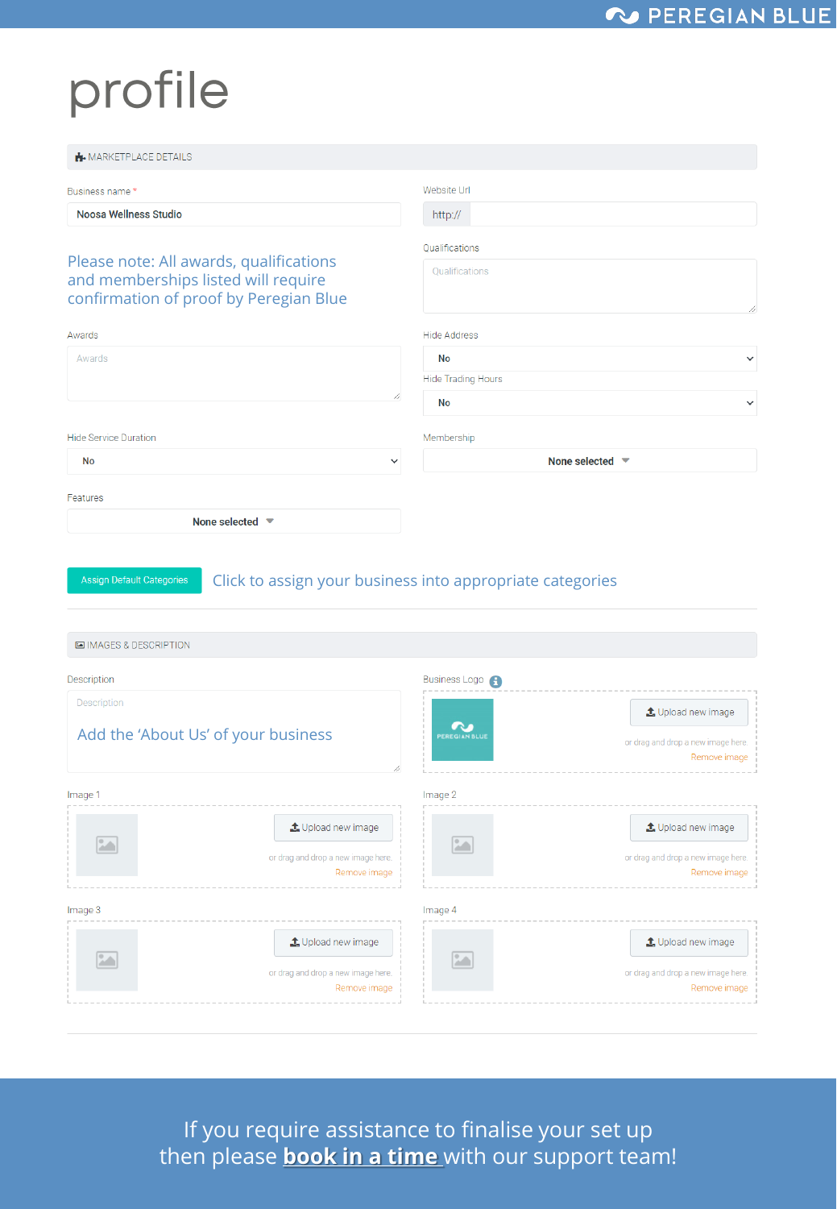# profile

## MARKETPLACE DETAILS

Business name *

Noosa Wellness Studio

Website Url

http://

Please note: All awards, qualifications and memberships listed will require confirmation of proof by Peregian Blue

Qualifications

Qualifications

Awards

Awards

Hide Address

No

Hide Trading Hours

No

Hide Service Duration

No

Membership

None selected

Features

None selected

Assign Default Categories

Click to assign your business into appropriate categories

## IMAGES & DESCRIPTION

Description

Description

Add the 'About Us' of your business

Business Logo

Upload new image

or drag and drop a new image here.

Remove image

Image 1

Upload new image

or drag and drop a new image here.

Remove image

Image 2

Upload new image

or drag and drop a new image here.

Remove image

Image 3

Upload new image

or drag and drop a new image here.

Remove image

Image 4

Upload new image

or drag and drop a new image here.

Remove image

If you require assistance to finalise your set up then please **book in a time** with our support team!